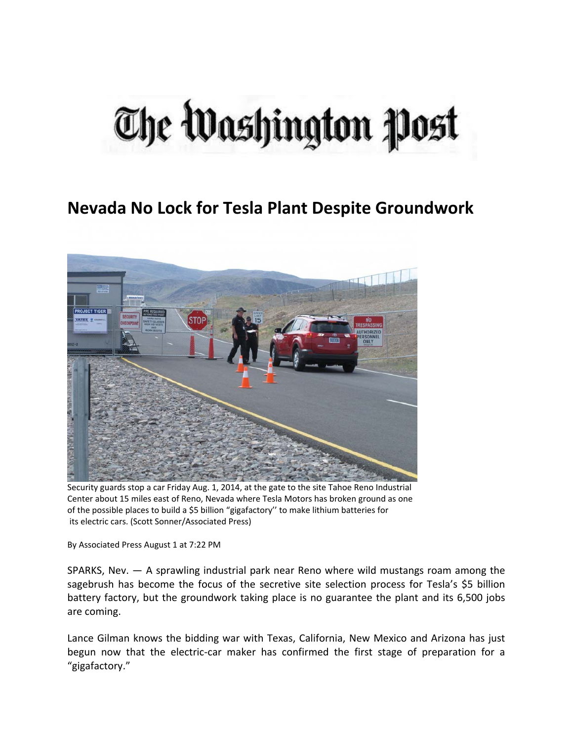# The Washington Post

## Nevada No Lock for Tesla Plant Despite Groundwork

Security guards stop a car Friday Aug. 1, 2014, at the gate to the site Tahoe Reno Industrial Center about 15 miles east of Reno, Nevada where Tesla Motors has broken ground as one of the possible places to build a $5 billion "gigafactory'' to make lithium batteries for its electric cars. (Scott Sonner/Associated Press)

By Associated Press August 1 at 7:22 PM

SPARKS, Nev. — A sprawling industrial park near Reno where wild mustangs roam among the sagebrush has become the focus of the secretive site selection process for Tesla's $5 billion battery factory, but the groundwork taking place is no guarantee the plant and its 6,500 jobs are coming.

Lance Gilman knows the bidding war with Texas, California, New Mexico and Arizona has just begun now that the electric-car maker has confirmed the first stage of preparation for a "gigafactory."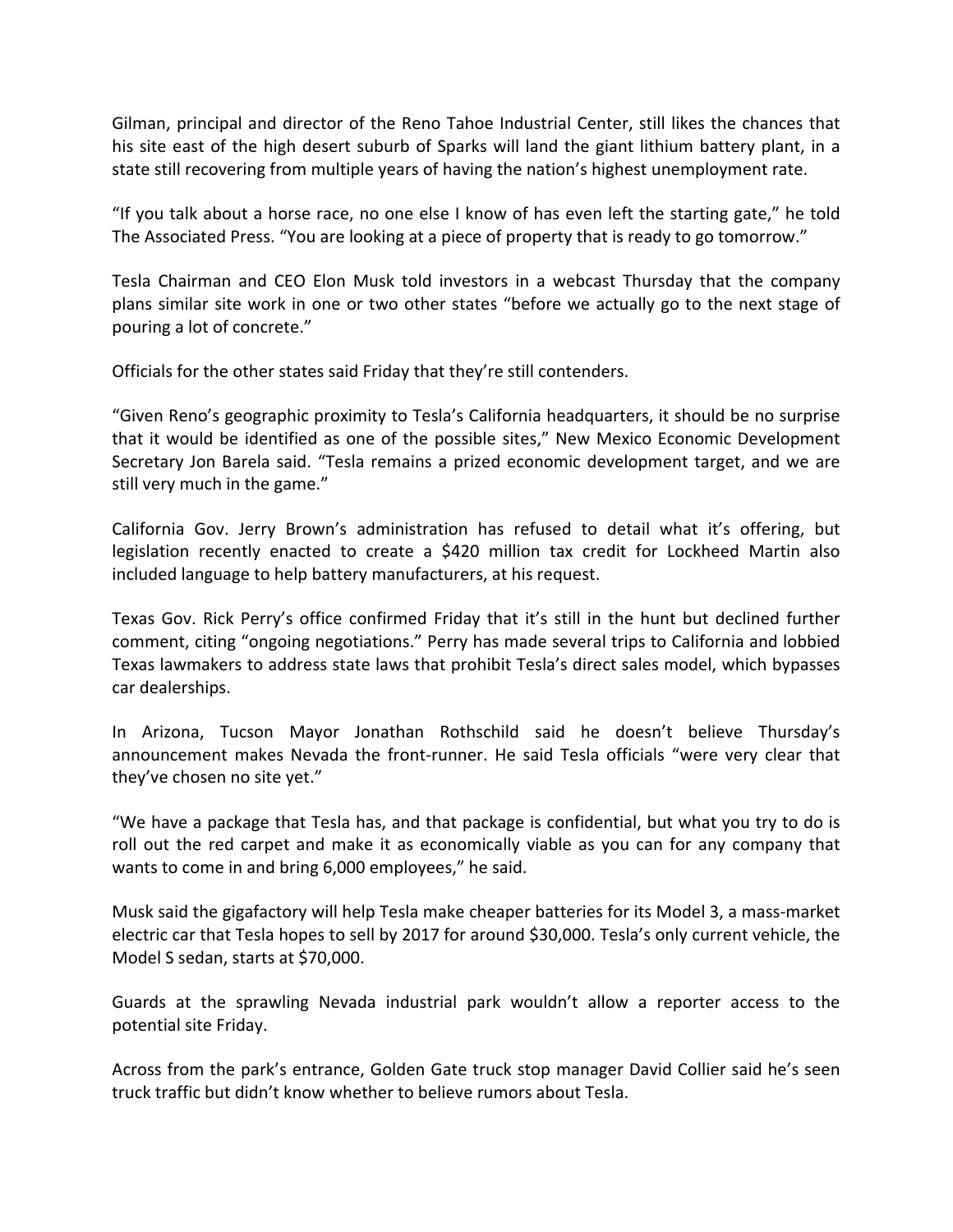Gilman, principal and director of the Reno Tahoe Industrial Center, still likes the chances that his site east of the high desert suburb of Sparks will land the giant lithium battery plant, in a state still recovering from multiple years of having the nation's highest unemployment rate.

"If you talk about a horse race, no one else I know of has even left the starting gate," he told The Associated Press. "You are looking at a piece of property that is ready to go tomorrow."

Tesla Chairman and CEO Elon Musk told investors in a webcast Thursday that the company plans similar site work in one or two other states "before we actually go to the next stage of pouring a lot of concrete."

Officials for the other states said Friday that they're still contenders.

"Given Reno's geographic proximity to Tesla's California headquarters, it should be no surprise that it would be identified as one of the possible sites," New Mexico Economic Development Secretary Jon Barela said. "Tesla remains a prized economic development target, and we are still very much in the game."

California Gov. Jerry Brown's administration has refused to detail what it's offering, but legislation recently enacted to create a $420 million tax credit for Lockheed Martin also included language to help battery manufacturers, at his request.

Texas Gov. Rick Perry's office confirmed Friday that it's still in the hunt but declined further comment, citing "ongoing negotiations." Perry has made several trips to California and lobbied Texas lawmakers to address state laws that prohibit Tesla's direct sales model, which bypasses car dealerships.

In Arizona, Tucson Mayor Jonathan Rothschild said he doesn't believe Thursday's announcement makes Nevada the front-runner. He said Tesla officials "were very clear that they've chosen no site yet."

"We have a package that Tesla has, and that package is confidential, but what you try to do is roll out the red carpet and make it as economically viable as you can for any company that wants to come in and bring 6,000 employees," he said.

Musk said the gigafactory will help Tesla make cheaper batteries for its Model 3, a mass-market electric car that Tesla hopes to sell by 2017 for around $30,000. Tesla's only current vehicle, the Model S sedan, starts at $70,000.

Guards at the sprawling Nevada industrial park wouldn't allow a reporter access to the potential site Friday.

Across from the park's entrance, Golden Gate truck stop manager David Collier said he's seen truck traffic but didn't know whether to believe rumors about Tesla.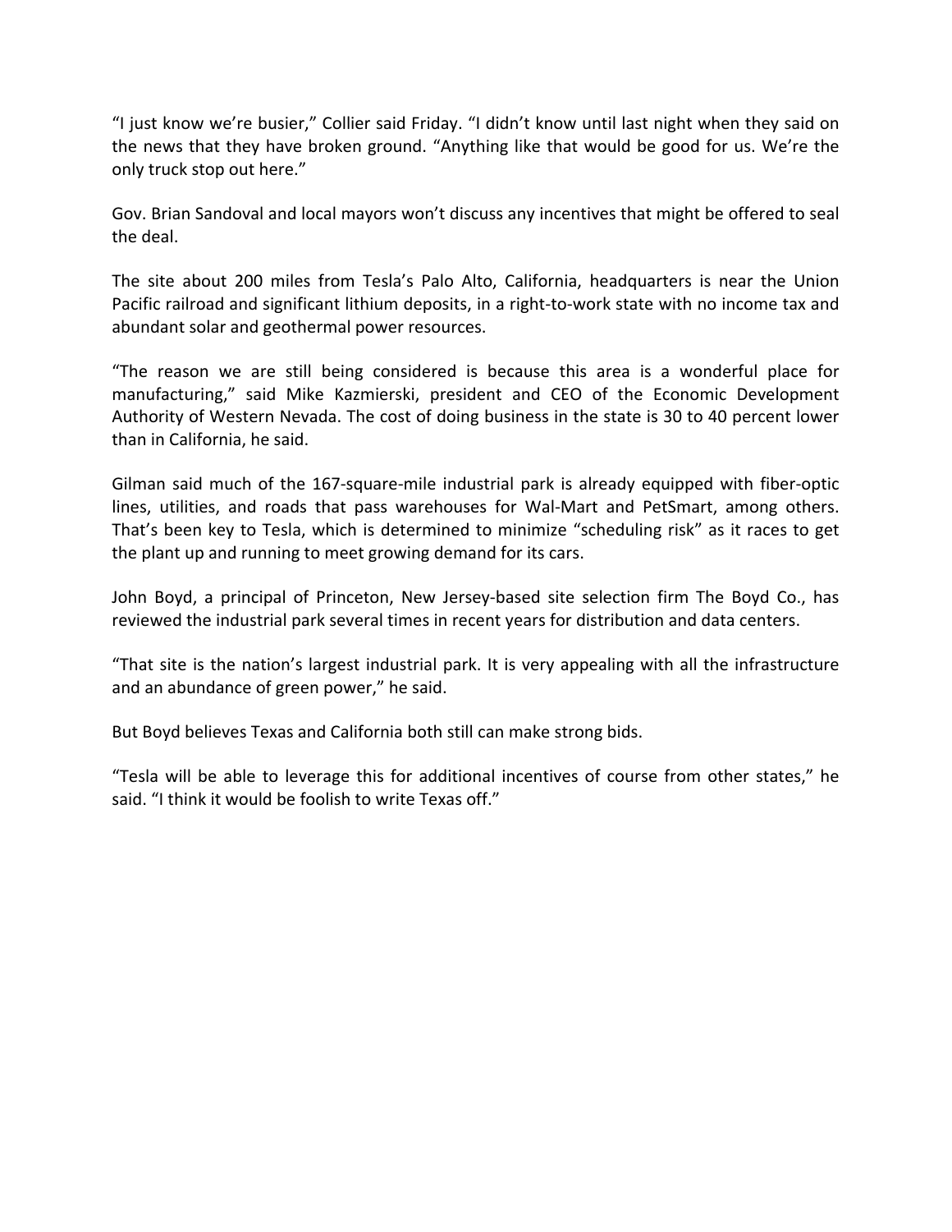"I just know we're busier," Collier said Friday. "I didn't know until last night when they said on the news that they have broken ground. "Anything like that would be good for us. We're the only truck stop out here."

Gov. Brian Sandoval and local mayors won't discuss any incentives that might be offered to seal the deal.

The site about 200 miles from Tesla's Palo Alto, California, headquarters is near the Union Pacific railroad and significant lithium deposits, in a right-to-work state with no income tax and abundant solar and geothermal power resources.

"The reason we are still being considered is because this area is a wonderful place for manufacturing," said Mike Kazmierski, president and CEO of the Economic Development Authority of Western Nevada. The cost of doing business in the state is 30 to 40 percent lower than in California, he said.

Gilman said much of the 167-square-mile industrial park is already equipped with fiber-optic lines, utilities, and roads that pass warehouses for Wal-Mart and PetSmart, among others. That's been key to Tesla, which is determined to minimize "scheduling risk" as it races to get the plant up and running to meet growing demand for its cars.

John Boyd, a principal of Princeton, New Jersey-based site selection firm The Boyd Co., has reviewed the industrial park several times in recent years for distribution and data centers.

"That site is the nation's largest industrial park. It is very appealing with all the infrastructure and an abundance of green power," he said.

But Boyd believes Texas and California both still can make strong bids.

"Tesla will be able to leverage this for additional incentives of course from other states," he said. "I think it would be foolish to write Texas off."